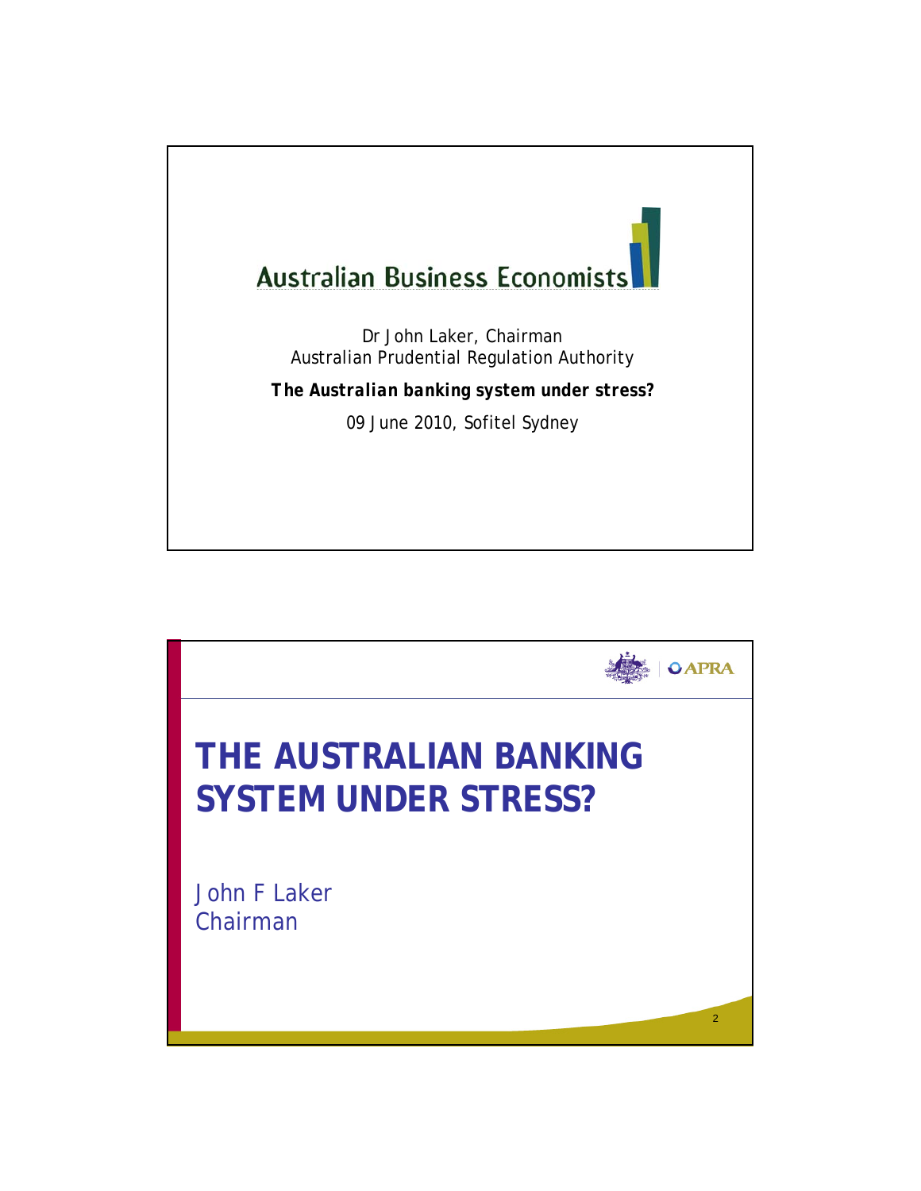Australian Business Economists

Dr John Laker, Chairman
Australian Prudential Regulation Authority

***The Australian banking system under stress?***

09 June 2010, Sofitel Sydney

APRA

# THE AUSTRALIAN BANKING SYSTEM UNDER STRESS?

John F Laker
Chairman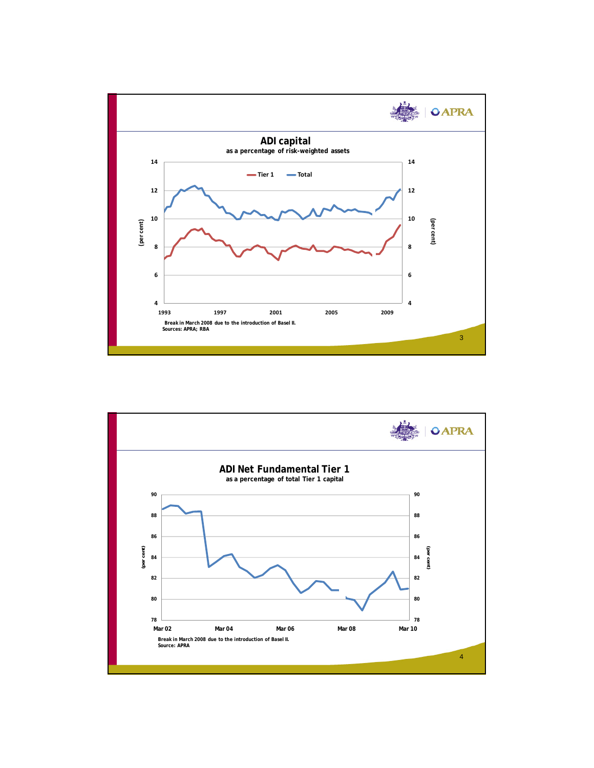## ADI capital

as a percentage of risk-weighted assets

Tier 1
Total

14
12
10
8
6
4

(per cent)

1993
1997
2001
2005
2009

Break in March 2008 due to the introduction of Basel II.
Sources: APRA; RBA

## ADI Net Fundamental Tier 1

as a percentage of total Tier 1 capital

90
88
86
84
82
80
78

(per cent)

Mar 02
Mar 04
Mar 06
Mar 08
Mar 10

Break in March 2008 due to the introduction of Basel II.
Source: APRA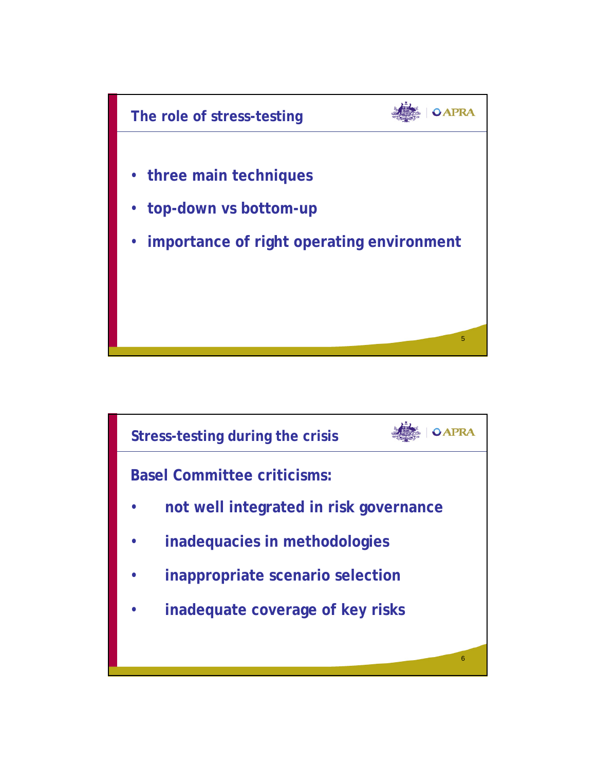## The role of stress-testing

- three main techniques
- top-down vs bottom-up
- importance of right operating environment

## Stress-testing during the crisis

**Basel Committee criticisms:**

- not well integrated in risk governance
- inadequacies in methodologies
- inappropriate scenario selection
- inadequate coverage of key risks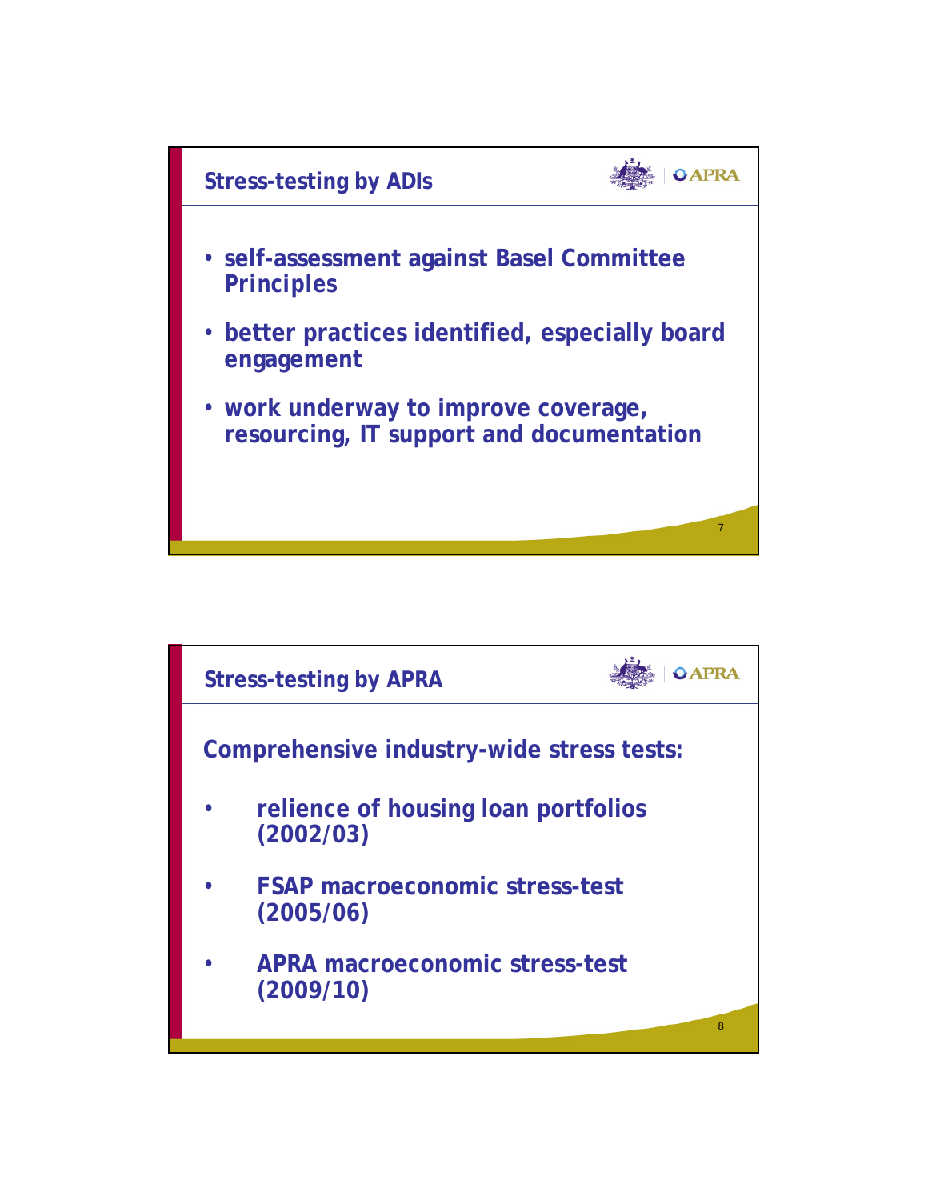## Stress-testing by ADIs

- self-assessment against Basel Committee Principles
- better practices identified, especially board engagement
- work underway to improve coverage, resourcing, IT support and documentation

## Stress-testing by APRA

**Comprehensive industry-wide stress tests:**

- relience of housing loan portfolios (2002/03)
- FSAP macroeconomic stress-test (2005/06)
- APRA macroeconomic stress-test (2009/10)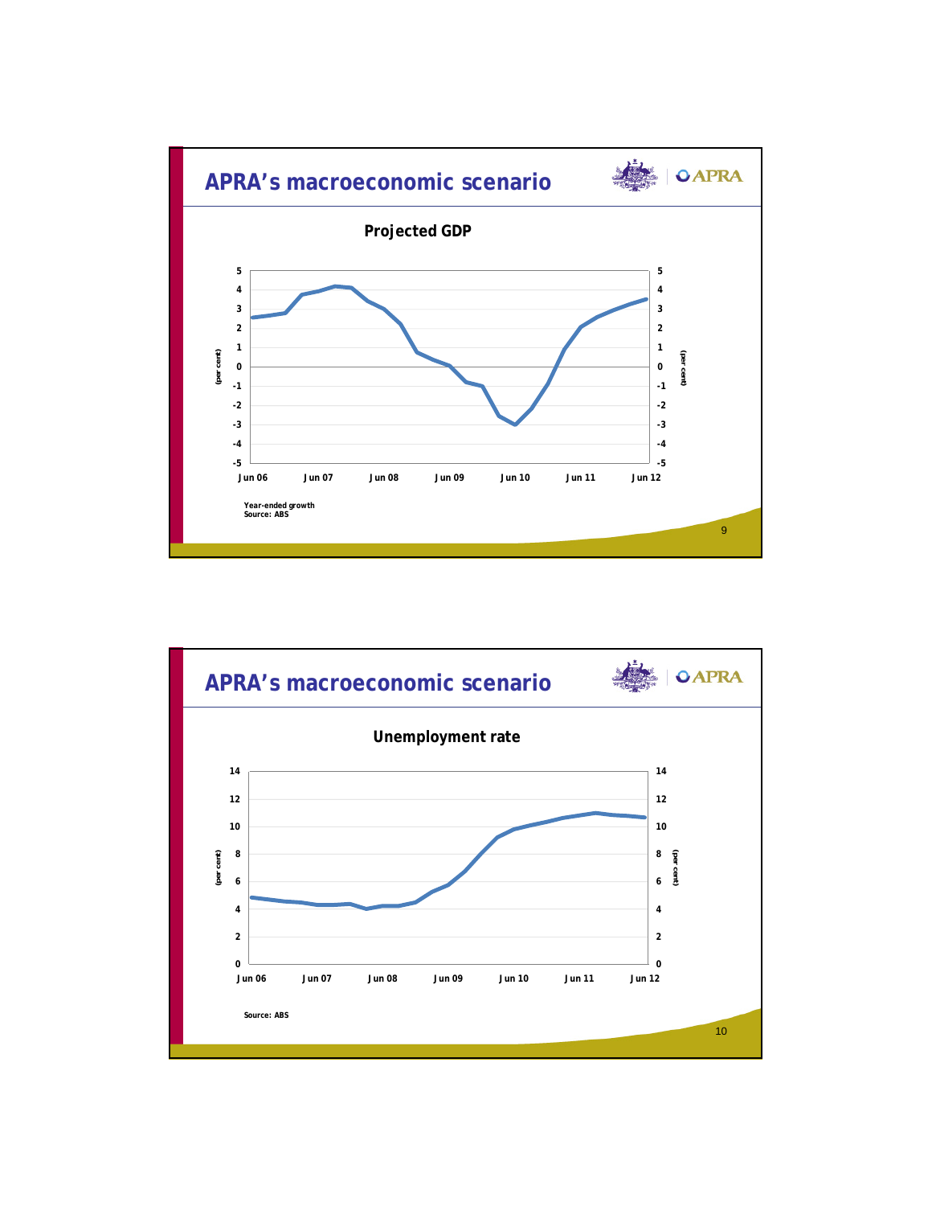## APRA's macroeconomic scenario

### Projected GDP

(per cent)

5
4
3
2
1
0
-1
-2
-3
-4
-5

Jun 06 Jun 07 Jun 08 Jun 09 Jun 10 Jun 11 Jun 12

Year-ended growth
Source: ABS

## APRA's macroeconomic scenario

### Unemployment rate

(per cent)

14
12
10
8
6
4
2
0

Jun 06 Jun 07 Jun 08 Jun 09 Jun 10 Jun 11 Jun 12

Source: ABS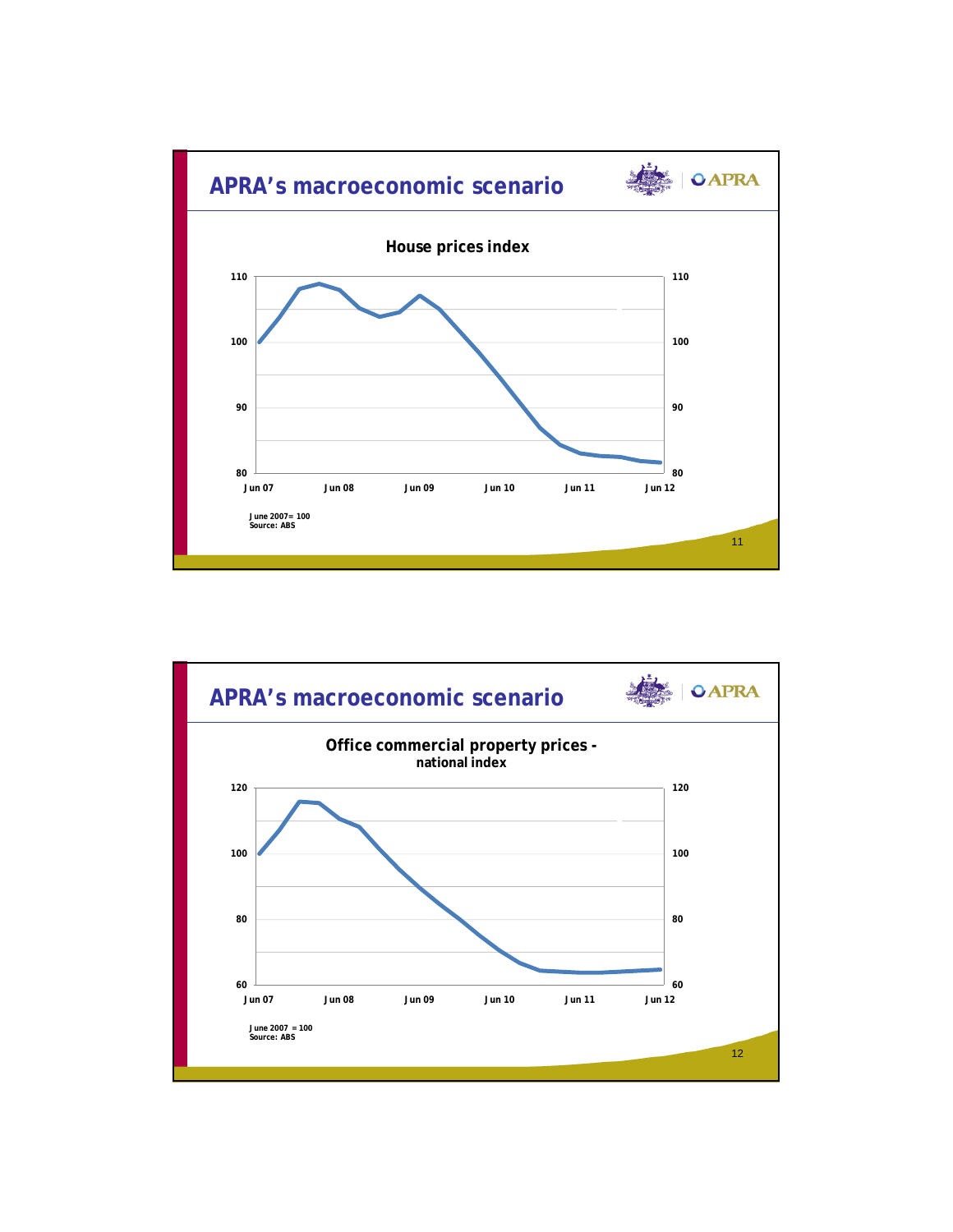## APRA's macroeconomic scenario

House prices index

110
100
90
80

Jun 07 Jun 08 Jun 09 Jun 10 Jun 11 Jun 12

June 2007= 100
Source: ABS

## APRA's macroeconomic scenario

Office commercial property prices - national index

120
100
80
60

Jun 07 Jun 08 Jun 09 Jun 10 Jun 11 Jun 12

June 2007 = 100
Source: ABS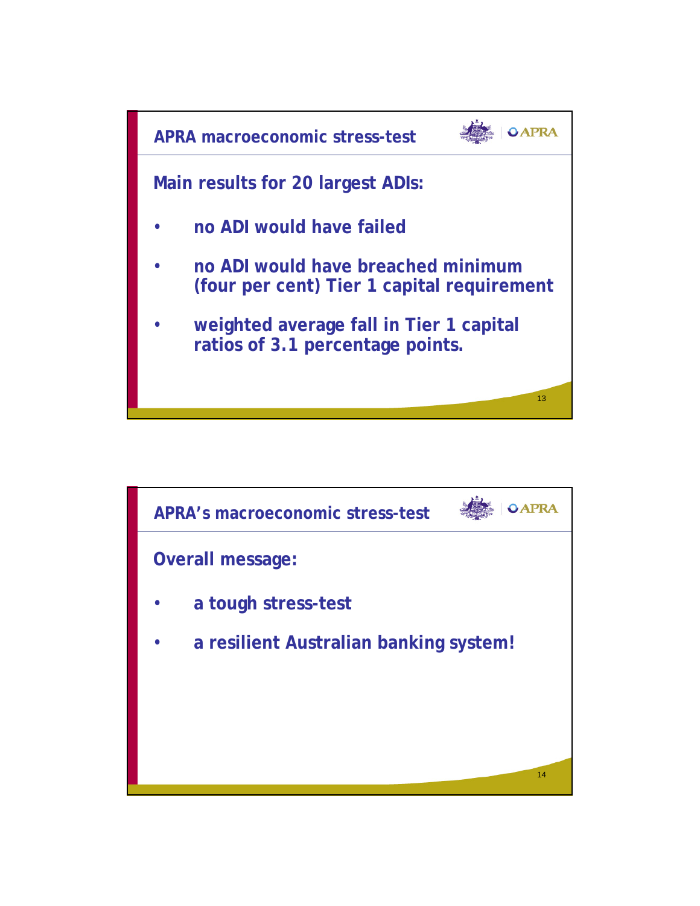## APRA macroeconomic stress-test

**Main results for 20 largest ADIs:**

- **no ADI would have failed**
- **no ADI would have breached minimum (four per cent) Tier 1 capital requirement**
- **weighted average fall in Tier 1 capital ratios of 3.1 percentage points.**

## APRA's macroeconomic stress-test

**Overall message:**

- **a tough stress-test**
- **a resilient Australian banking system!**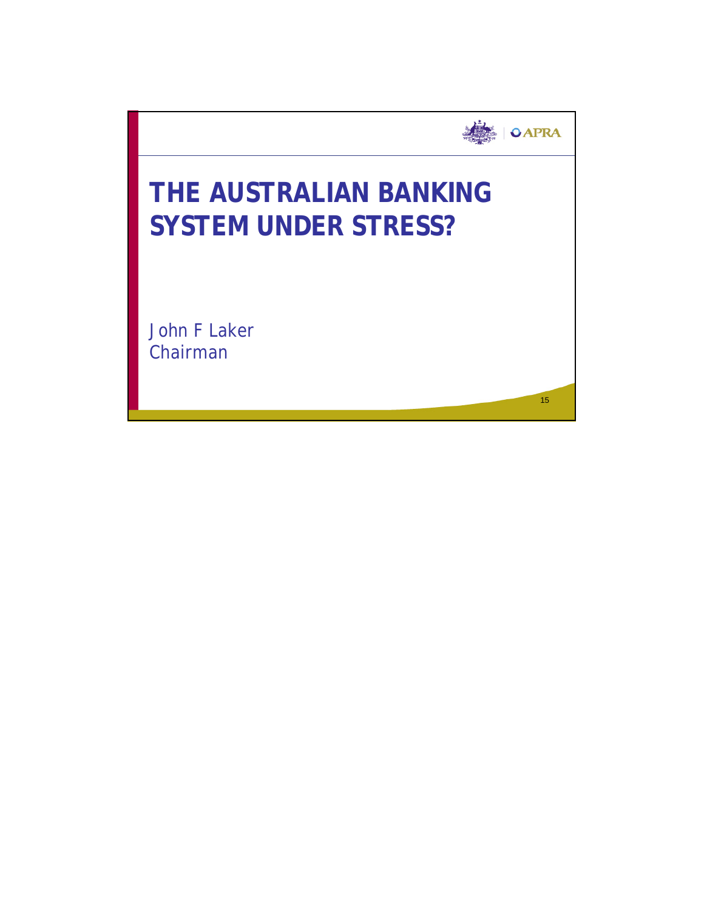# THE AUSTRALIAN BANKING SYSTEM UNDER STRESS?

John F Laker
Chairman